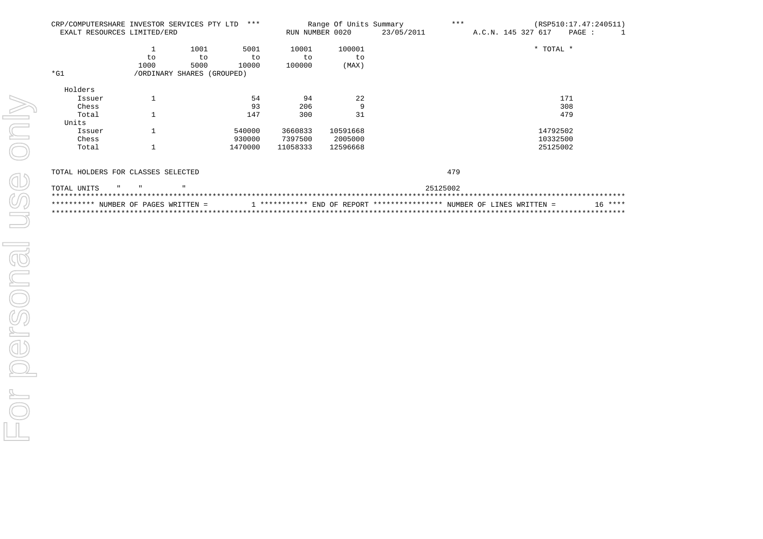CRP/COMPUTERSHARE INVESTOR SERVICES PTY LTD *** Range Of Units Summary *** (RSP510:17.47:240511)

EXALT RESOURCES LIMITED/ERD RUN NUMBER 0020 23/05/2011 A.C.N. 145 327 617 PAGE : 1

*G1 /ORDINARY SHARES (GROUPED)

| | 1 to 1000 | 1001 to 5000 | 5001 to 10000 | 10001 to 100000 | 100001 to (MAX) | * TOTAL * |
|---|---|---|---|---|---|---|
| **Holders** | | | | | | |
| Issuer | 1 | | 54 | 94 | 22 | 171 |
| Chess | | | 93 | 206 | 9 | 308 |
| Total | 1 | | 147 | 300 | 31 | 479 |
| **Units** | | | | | | |
| Issuer | 1 | | 540000 | 3660833 | 10591668 | 14792502 |
| Chess | | | 930000 | 7397500 | 2005000 | 10332500 |
| Total | 1 | | 1470000 | 11058333 | 12596668 | 25125002 |

TOTAL HOLDERS FOR CLASSES SELECTED 479

TOTAL UNITS " " " 25125002

********** NUMBER OF PAGES WRITTEN = 1 *********** END OF REPORT **************** NUMBER OF LINES WRITTEN = 16 ****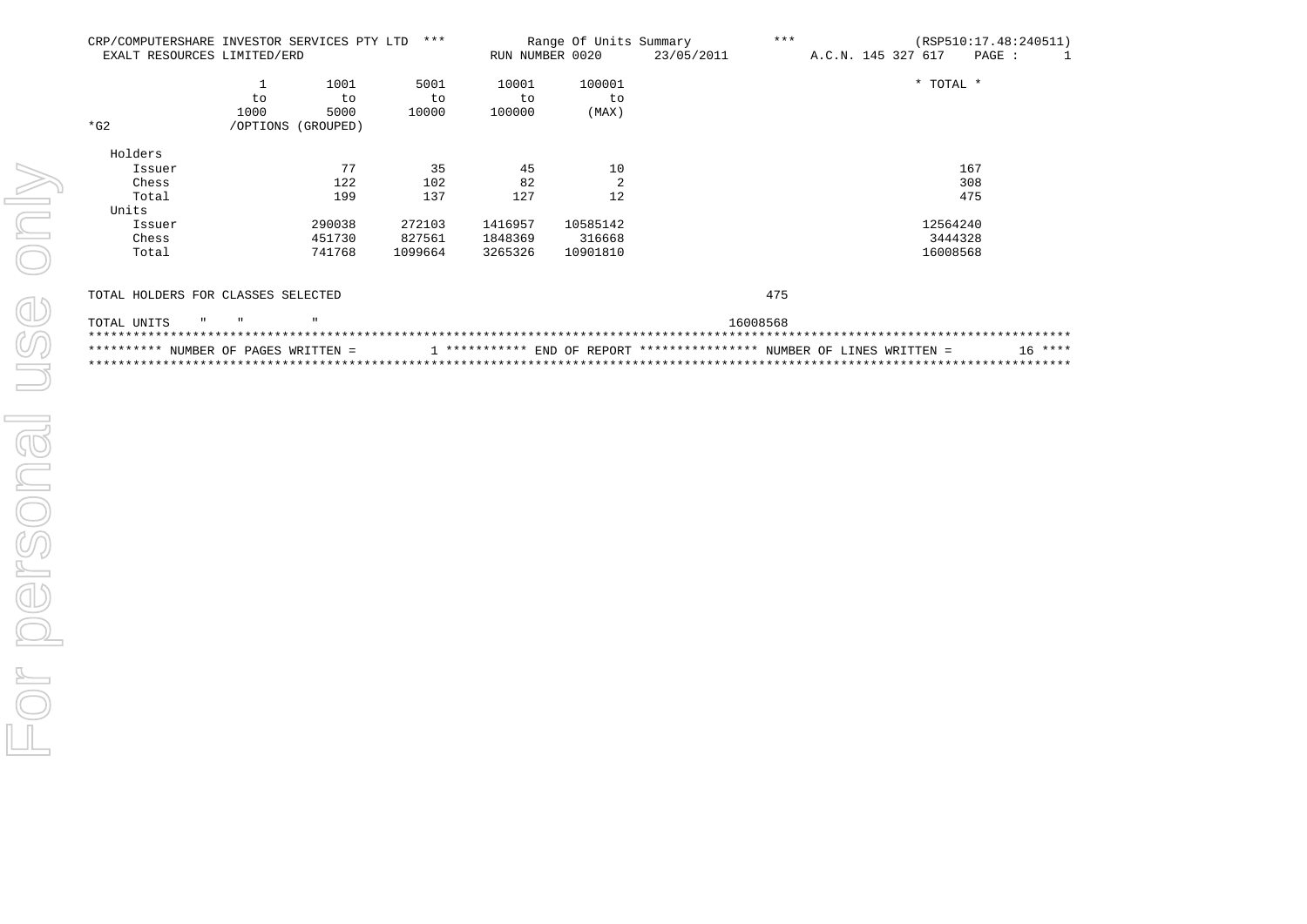CRP/COMPUTERSHARE INVESTOR SERVICES PTY LTD *** Range Of Units Summary *** (RSP510:17.48:240511)

EXALT RESOURCES LIMITED/ERD RUN NUMBER 0020 23/05/2011 A.C.N. 145 327 617 PAGE : 1

*G2 /OPTIONS (GROUPED)

| | 1 to 1000 | 1001 to 5000 | 5001 to 10000 | 10001 to 100000 | 100001 to (MAX) | * TOTAL * |
|---|---|---|---|---|---|---|
| **Holders** | | | | | | |
| Issuer | | 77 | 35 | 45 | 10 | 167 |
| Chess | | 122 | 102 | 82 | 2 | 308 |
| Total | | 199 | 137 | 127 | 12 | 475 |
| **Units** | | | | | | |
| Issuer | | 290038 | 272103 | 1416957 | 10585142 | 12564240 |
| Chess | | 451730 | 827561 | 1848369 | 316668 | 3444328 |
| Total | | 741768 | 1099664 | 3265326 | 10901810 | 16008568 |

TOTAL HOLDERS FOR CLASSES SELECTED 475

TOTAL UNITS " " " 16008568

```
*****************************************************************************************************************************
********** NUMBER OF PAGES WRITTEN =          1 *********** END OF REPORT **************** NUMBER OF LINES WRITTEN =        16 ****
*****************************************************************************************************************************
```